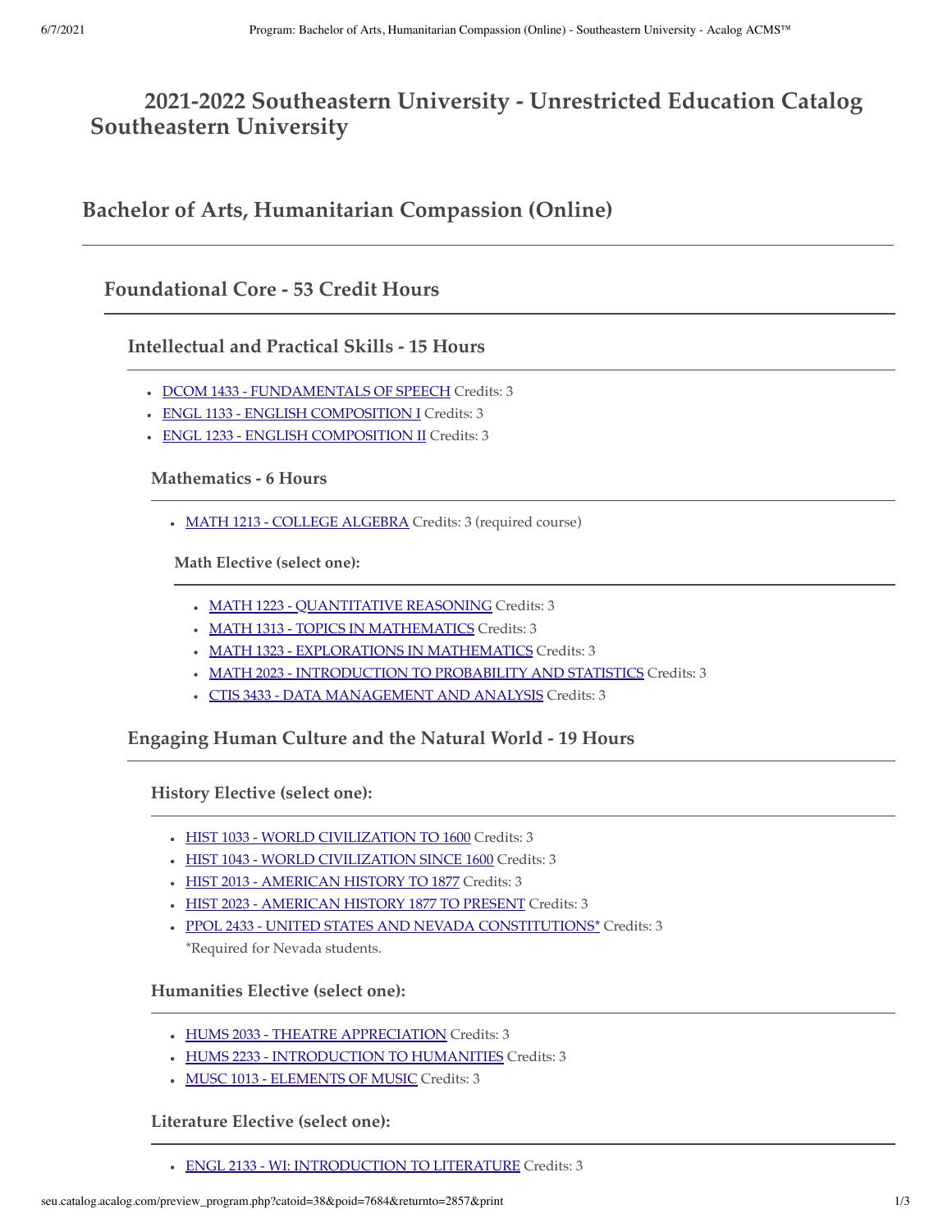# 2021-2022 Southeastern University - Unrestricted Education Catalog Southeastern University

## Bachelor of Arts, Humanitarian Compassion (Online)

### Foundational Core - 53 Credit Hours

#### Intellectual and Practical Skills - 15 Hours

- DCOM 1433 - FUNDAMENTALS OF SPEECH Credits: 3
- ENGL 1133 - ENGLISH COMPOSITION I Credits: 3
- ENGL 1233 - ENGLISH COMPOSITION II Credits: 3

##### Mathematics - 6 Hours

- MATH 1213 - COLLEGE ALGEBRA Credits: 3 (required course)

###### Math Elective (select one):

- MATH 1223 - QUANTITATIVE REASONING Credits: 3
- MATH 1313 - TOPICS IN MATHEMATICS Credits: 3
- MATH 1323 - EXPLORATIONS IN MATHEMATICS Credits: 3
- MATH 2023 - INTRODUCTION TO PROBABILITY AND STATISTICS Credits: 3
- CTIS 3433 - DATA MANAGEMENT AND ANALYSIS Credits: 3

#### Engaging Human Culture and the Natural World - 19 Hours

##### History Elective (select one):

- HIST 1033 - WORLD CIVILIZATION TO 1600 Credits: 3
- HIST 1043 - WORLD CIVILIZATION SINCE 1600 Credits: 3
- HIST 2013 - AMERICAN HISTORY TO 1877 Credits: 3
- HIST 2023 - AMERICAN HISTORY 1877 TO PRESENT Credits: 3
- PPOL 2433 - UNITED STATES AND NEVADA CONSTITUTIONS* Credits: 3
  *Required for Nevada students.

##### Humanities Elective (select one):

- HUMS 2033 - THEATRE APPRECIATION Credits: 3
- HUMS 2233 - INTRODUCTION TO HUMANITIES Credits: 3
- MUSC 1013 - ELEMENTS OF MUSIC Credits: 3

##### Literature Elective (select one):

- ENGL 2133 - WI: INTRODUCTION TO LITERATURE Credits: 3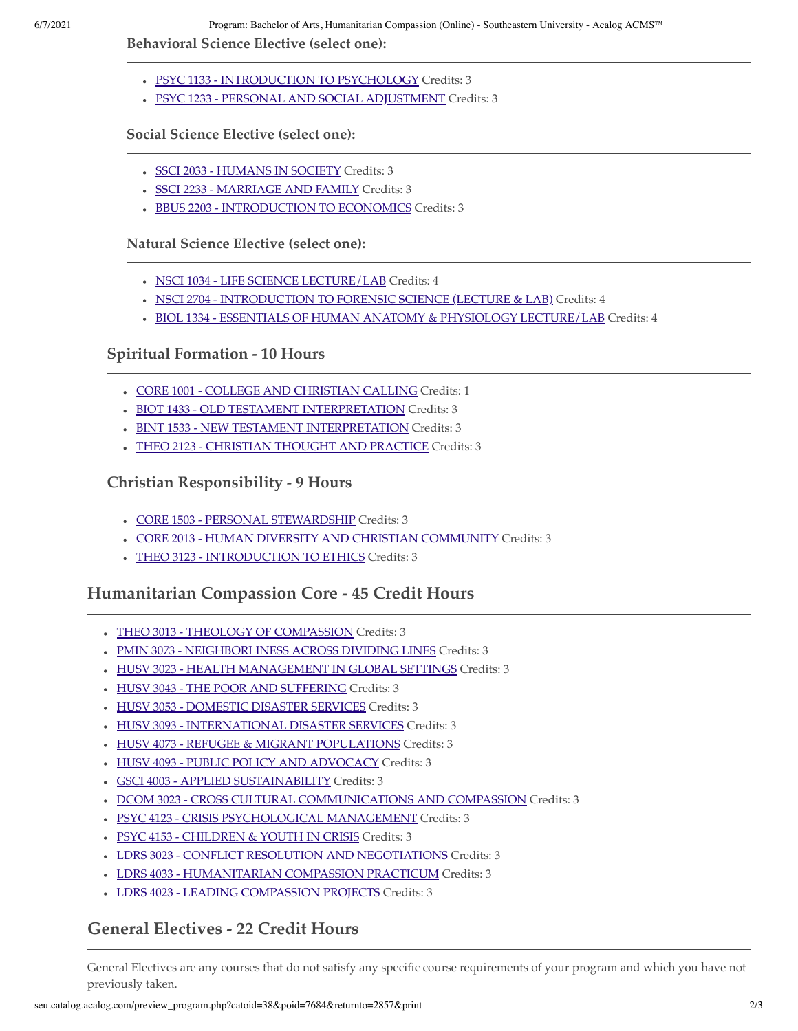#### Behavioral Science Elective (select one):

- PSYC 1133 - INTRODUCTION TO PSYCHOLOGY Credits: 3
- PSYC 1233 - PERSONAL AND SOCIAL ADJUSTMENT Credits: 3

#### Social Science Elective (select one):

- SSCI 2033 - HUMANS IN SOCIETY Credits: 3
- SSCI 2233 - MARRIAGE AND FAMILY Credits: 3
- BBUS 2203 - INTRODUCTION TO ECONOMICS Credits: 3

#### Natural Science Elective (select one):

- NSCI 1034 - LIFE SCIENCE LECTURE/LAB Credits: 4
- NSCI 2704 - INTRODUCTION TO FORENSIC SCIENCE (LECTURE & LAB) Credits: 4
- BIOL 1334 - ESSENTIALS OF HUMAN ANATOMY & PHYSIOLOGY LECTURE/LAB Credits: 4

### Spiritual Formation - 10 Hours

- CORE 1001 - COLLEGE AND CHRISTIAN CALLING Credits: 1
- BIOT 1433 - OLD TESTAMENT INTERPRETATION Credits: 3
- BINT 1533 - NEW TESTAMENT INTERPRETATION Credits: 3
- THEO 2123 - CHRISTIAN THOUGHT AND PRACTICE Credits: 3

### Christian Responsibility - 9 Hours

- CORE 1503 - PERSONAL STEWARDSHIP Credits: 3
- CORE 2013 - HUMAN DIVERSITY AND CHRISTIAN COMMUNITY Credits: 3
- THEO 3123 - INTRODUCTION TO ETHICS Credits: 3

## Humanitarian Compassion Core - 45 Credit Hours

- THEO 3013 - THEOLOGY OF COMPASSION Credits: 3
- PMIN 3073 - NEIGHBORLINESS ACROSS DIVIDING LINES Credits: 3
- HUSV 3023 - HEALTH MANAGEMENT IN GLOBAL SETTINGS Credits: 3
- HUSV 3043 - THE POOR AND SUFFERING Credits: 3
- HUSV 3053 - DOMESTIC DISASTER SERVICES Credits: 3
- HUSV 3093 - INTERNATIONAL DISASTER SERVICES Credits: 3
- HUSV 4073 - REFUGEE & MIGRANT POPULATIONS Credits: 3
- HUSV 4093 - PUBLIC POLICY AND ADVOCACY Credits: 3
- GSCI 4003 - APPLIED SUSTAINABILITY Credits: 3
- DCOM 3023 - CROSS CULTURAL COMMUNICATIONS AND COMPASSION Credits: 3
- PSYC 4123 - CRISIS PSYCHOLOGICAL MANAGEMENT Credits: 3
- PSYC 4153 - CHILDREN & YOUTH IN CRISIS Credits: 3
- LDRS 3023 - CONFLICT RESOLUTION AND NEGOTIATIONS Credits: 3
- LDRS 4033 - HUMANITARIAN COMPASSION PRACTICUM Credits: 3
- LDRS 4023 - LEADING COMPASSION PROJECTS Credits: 3

## General Electives - 22 Credit Hours

General Electives are any courses that do not satisfy any specific course requirements of your program and which you have not previously taken.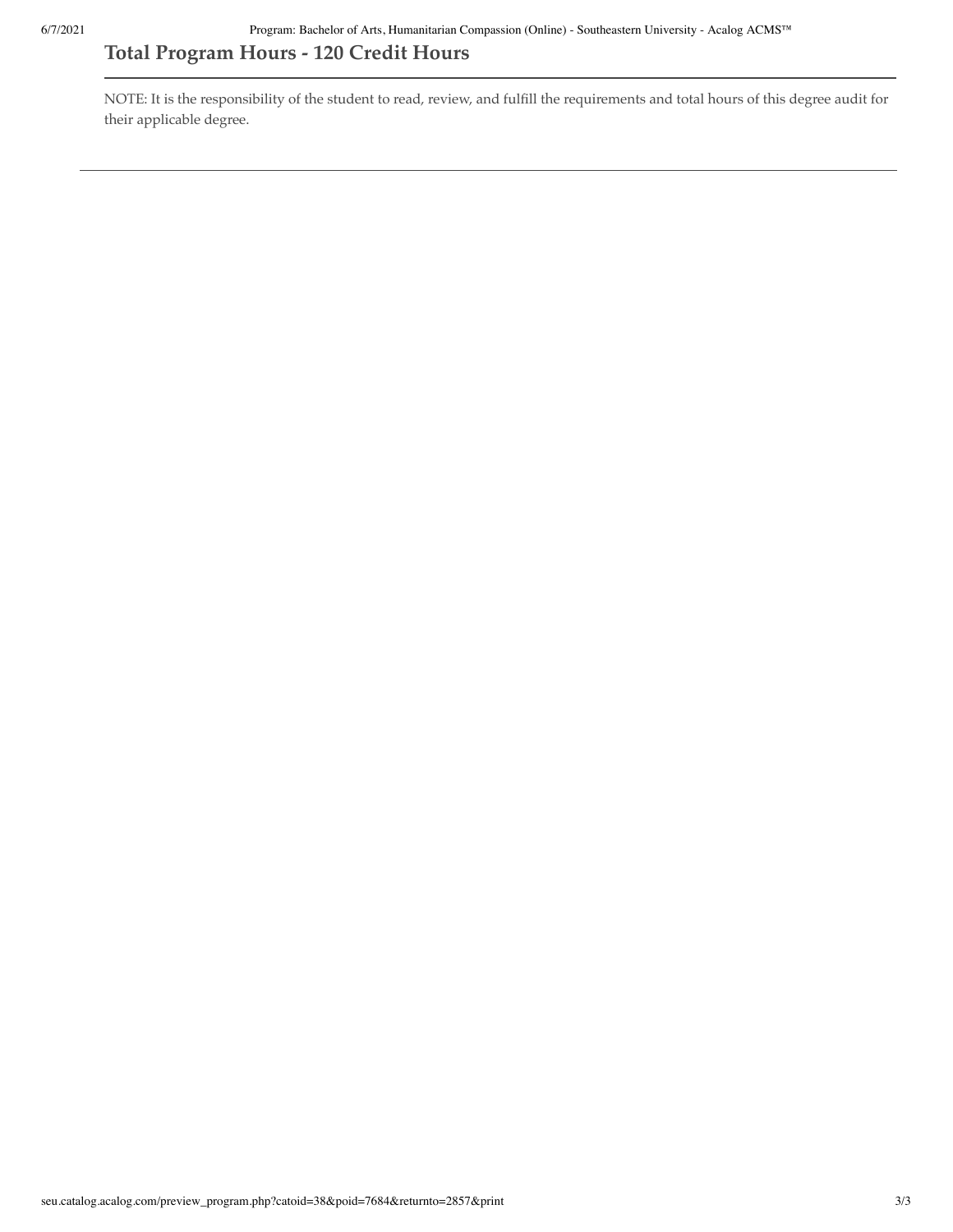## Total Program Hours - 120 Credit Hours

NOTE: It is the responsibility of the student to read, review, and fulfill the requirements and total hours of this degree audit for their applicable degree.